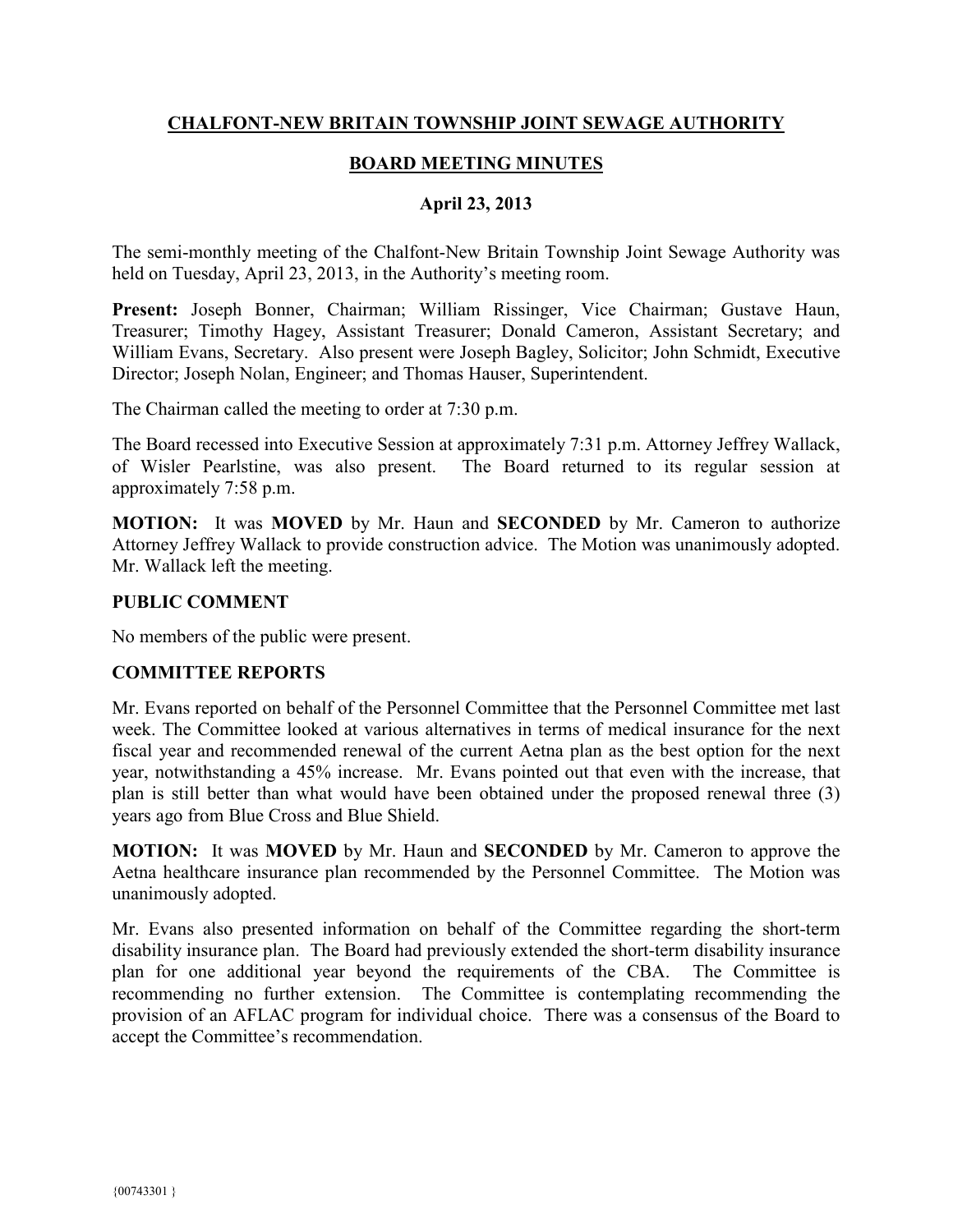# CHALFONT-NEW BRITAIN TOWNSHIP JOINT SEWAGE AUTHORITY

## BOARD MEETING MINUTES

### April 23, 2013

The semi-monthly meeting of the Chalfont-New Britain Township Joint Sewage Authority was held on Tuesday, April 23, 2013, in the Authority's meeting room.

**Present:** Joseph Bonner, Chairman; William Rissinger, Vice Chairman; Gustave Haun, Treasurer; Timothy Hagey, Assistant Treasurer; Donald Cameron, Assistant Secretary; and William Evans, Secretary. Also present were Joseph Bagley, Solicitor; John Schmidt, Executive Director; Joseph Nolan, Engineer; and Thomas Hauser, Superintendent.

The Chairman called the meeting to order at 7:30 p.m.

The Board recessed into Executive Session at approximately 7:31 p.m. Attorney Jeffrey Wallack, of Wisler Pearlstine, was also present. The Board returned to its regular session at approximately 7:58 p.m.

**MOTION:** It was **MOVED** by Mr. Haun and **SECONDED** by Mr. Cameron to authorize Attorney Jeffrey Wallack to provide construction advice. The Motion was unanimously adopted. Mr. Wallack left the meeting.

**PUBLIC COMMENT**

No members of the public were present.

**COMMITTEE REPORTS**

Mr. Evans reported on behalf of the Personnel Committee that the Personnel Committee met last week. The Committee looked at various alternatives in terms of medical insurance for the next fiscal year and recommended renewal of the current Aetna plan as the best option for the next year, notwithstanding a 45% increase. Mr. Evans pointed out that even with the increase, that plan is still better than what would have been obtained under the proposed renewal three (3) years ago from Blue Cross and Blue Shield.

**MOTION:** It was **MOVED** by Mr. Haun and **SECONDED** by Mr. Cameron to approve the Aetna healthcare insurance plan recommended by the Personnel Committee. The Motion was unanimously adopted.

Mr. Evans also presented information on behalf of the Committee regarding the short-term disability insurance plan. The Board had previously extended the short-term disability insurance plan for one additional year beyond the requirements of the CBA. The Committee is recommending no further extension. The Committee is contemplating recommending the provision of an AFLAC program for individual choice. There was a consensus of the Board to accept the Committee's recommendation.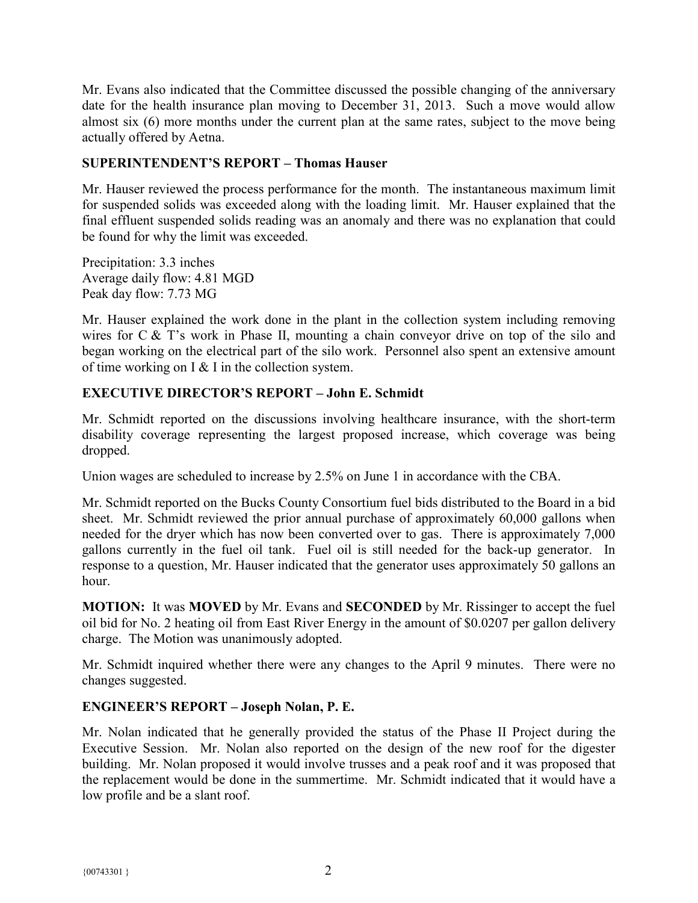Mr. Evans also indicated that the Committee discussed the possible changing of the anniversary date for the health insurance plan moving to December 31, 2013. Such a move would allow almost six (6) more months under the current plan at the same rates, subject to the move being actually offered by Aetna.

**SUPERINTENDENT'S REPORT – Thomas Hauser**

Mr. Hauser reviewed the process performance for the month. The instantaneous maximum limit for suspended solids was exceeded along with the loading limit. Mr. Hauser explained that the final effluent suspended solids reading was an anomaly and there was no explanation that could be found for why the limit was exceeded.

Precipitation: 3.3 inches
Average daily flow: 4.81 MGD
Peak day flow: 7.73 MG

Mr. Hauser explained the work done in the plant in the collection system including removing wires for C & T's work in Phase II, mounting a chain conveyor drive on top of the silo and began working on the electrical part of the silo work. Personnel also spent an extensive amount of time working on I & I in the collection system.

**EXECUTIVE DIRECTOR'S REPORT – John E. Schmidt**

Mr. Schmidt reported on the discussions involving healthcare insurance, with the short-term disability coverage representing the largest proposed increase, which coverage was being dropped.

Union wages are scheduled to increase by 2.5% on June 1 in accordance with the CBA.

Mr. Schmidt reported on the Bucks County Consortium fuel bids distributed to the Board in a bid sheet. Mr. Schmidt reviewed the prior annual purchase of approximately 60,000 gallons when needed for the dryer which has now been converted over to gas. There is approximately 7,000 gallons currently in the fuel oil tank. Fuel oil is still needed for the back-up generator. In response to a question, Mr. Hauser indicated that the generator uses approximately 50 gallons an hour.

**MOTION:** It was **MOVED** by Mr. Evans and **SECONDED** by Mr. Rissinger to accept the fuel oil bid for No. 2 heating oil from East River Energy in the amount of $0.0207 per gallon delivery charge. The Motion was unanimously adopted.

Mr. Schmidt inquired whether there were any changes to the April 9 minutes. There were no changes suggested.

**ENGINEER'S REPORT – Joseph Nolan, P. E.**

Mr. Nolan indicated that he generally provided the status of the Phase II Project during the Executive Session. Mr. Nolan also reported on the design of the new roof for the digester building. Mr. Nolan proposed it would involve trusses and a peak roof and it was proposed that the replacement would be done in the summertime. Mr. Schmidt indicated that it would have a low profile and be a slant roof.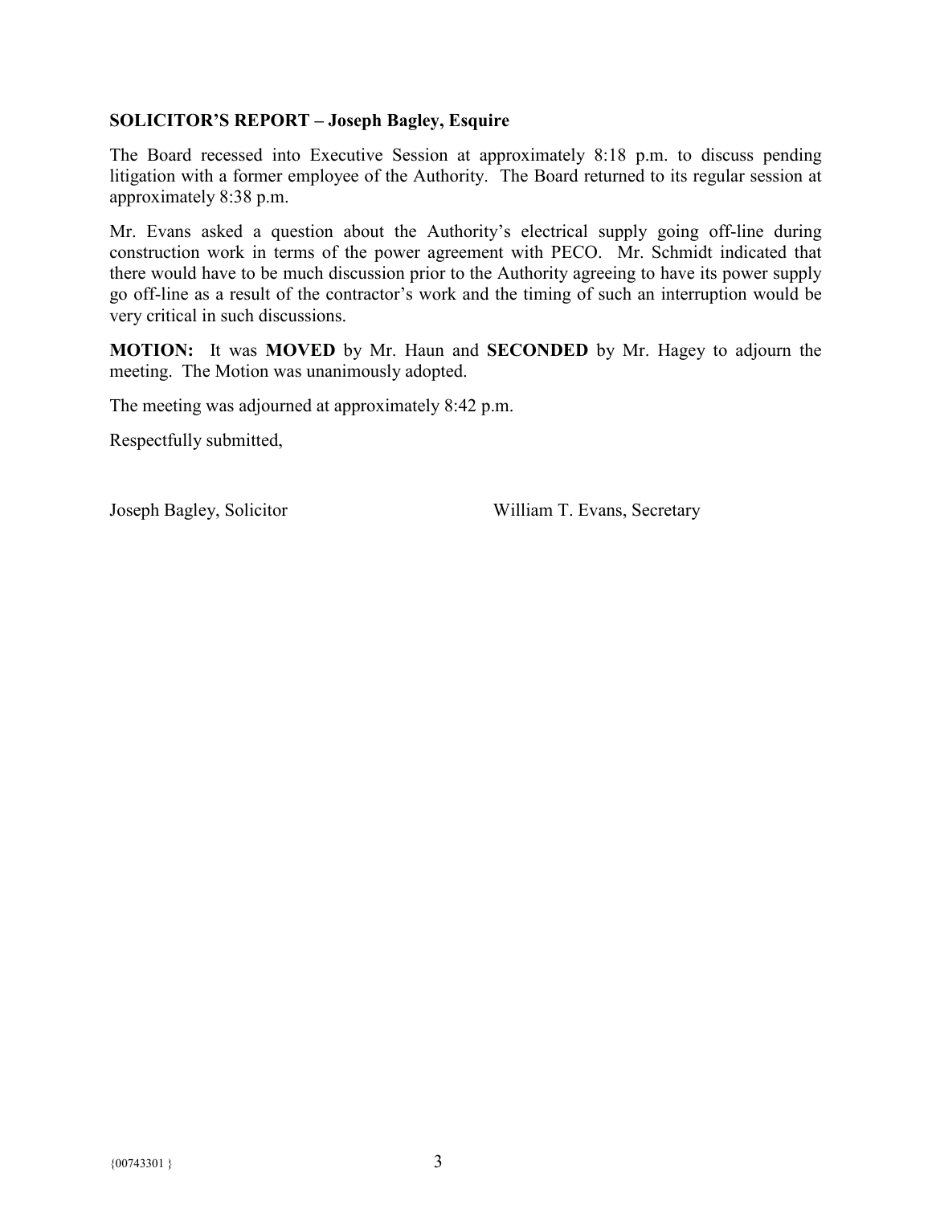**SOLICITOR'S REPORT – Joseph Bagley, Esquire**

The Board recessed into Executive Session at approximately 8:18 p.m. to discuss pending litigation with a former employee of the Authority. The Board returned to its regular session at approximately 8:38 p.m.

Mr. Evans asked a question about the Authority's electrical supply going off-line during construction work in terms of the power agreement with PECO. Mr. Schmidt indicated that there would have to be much discussion prior to the Authority agreeing to have its power supply go off-line as a result of the contractor's work and the timing of such an interruption would be very critical in such discussions.

**MOTION:** It was **MOVED** by Mr. Haun and **SECONDED** by Mr. Hagey to adjourn the meeting. The Motion was unanimously adopted.

The meeting was adjourned at approximately 8:42 p.m.

Respectfully submitted,

Joseph Bagley, Solicitor

William T. Evans, Secretary

{00743301 }